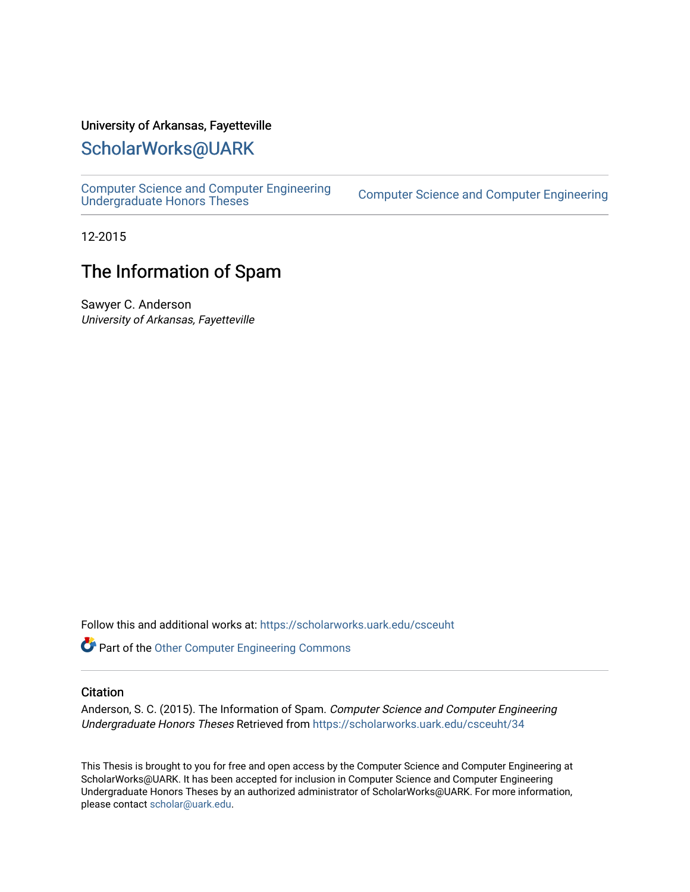University of Arkansas, Fayetteville

# ScholarWorks@UARK

Computer Science and Computer Engineering Undergraduate Honors Theses

Computer Science and Computer Engineering

12-2015

# The Information of Spam

Sawyer C. Anderson

*University of Arkansas, Fayetteville*

Follow this and additional works at: https://scholarworks.uark.edu/csceuht

Part of the Other Computer Engineering Commons

## Citation

Anderson, S. C. (2015). The Information of Spam. *Computer Science and Computer Engineering Undergraduate Honors Theses* Retrieved from https://scholarworks.uark.edu/csceuht/34

This Thesis is brought to you for free and open access by the Computer Science and Computer Engineering at ScholarWorks@UARK. It has been accepted for inclusion in Computer Science and Computer Engineering Undergraduate Honors Theses by an authorized administrator of ScholarWorks@UARK. For more information, please contact scholar@uark.edu.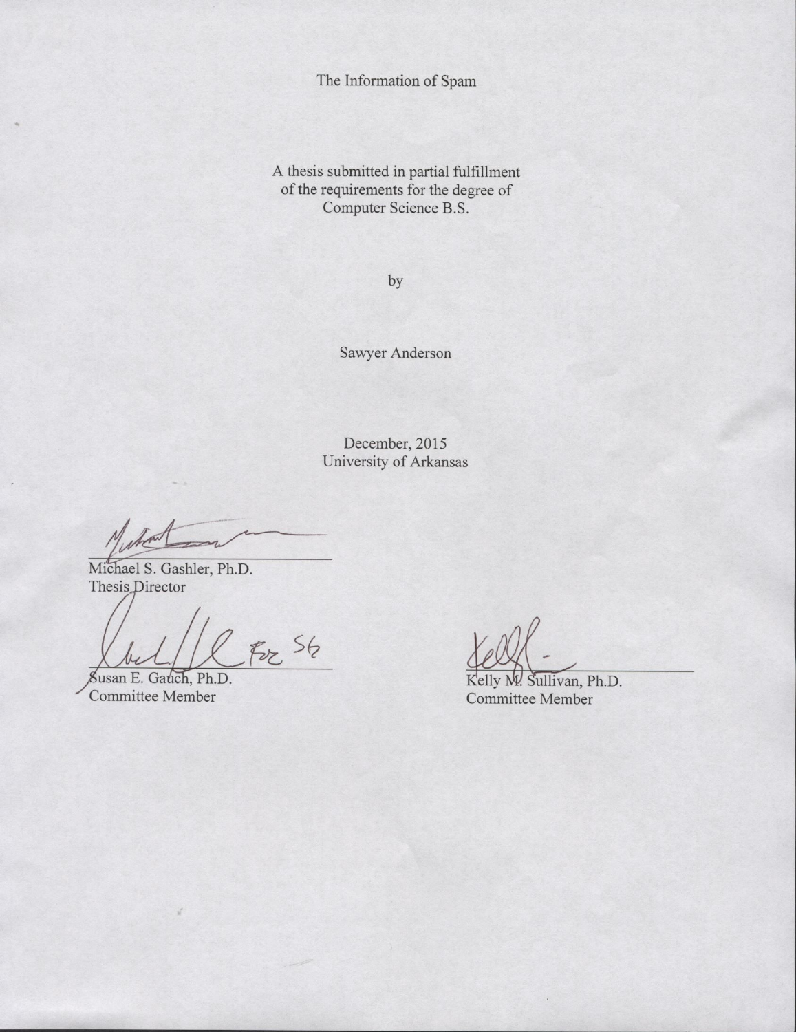The Information of Spam

A thesis submitted in partial fulfillment
of the requirements for the degree of
Computer Science B.S.

by

Sawyer Anderson

December, 2015
University of Arkansas

Michael S. Gashler, Ph.D.
Thesis Director

Susan E. Gauch, Ph.D.
Committee Member

Kelly M. Sullivan, Ph.D.
Committee Member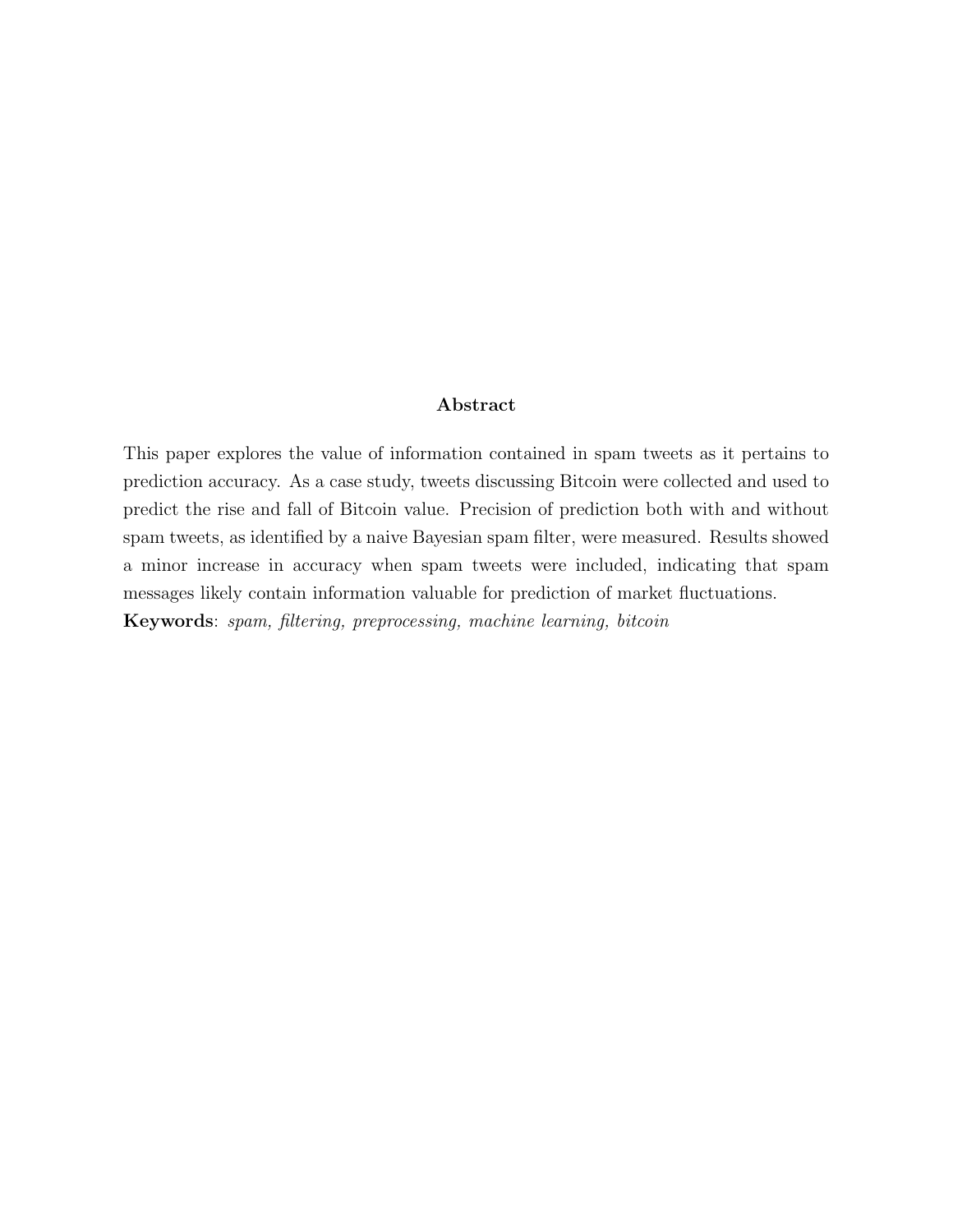## Abstract

This paper explores the value of information contained in spam tweets as it pertains to prediction accuracy. As a case study, tweets discussing Bitcoin were collected and used to predict the rise and fall of Bitcoin value. Precision of prediction both with and without spam tweets, as identified by a naive Bayesian spam filter, were measured. Results showed a minor increase in accuracy when spam tweets were included, indicating that spam messages likely contain information valuable for prediction of market fluctuations.

**Keywords**: *spam, filtering, preprocessing, machine learning, bitcoin*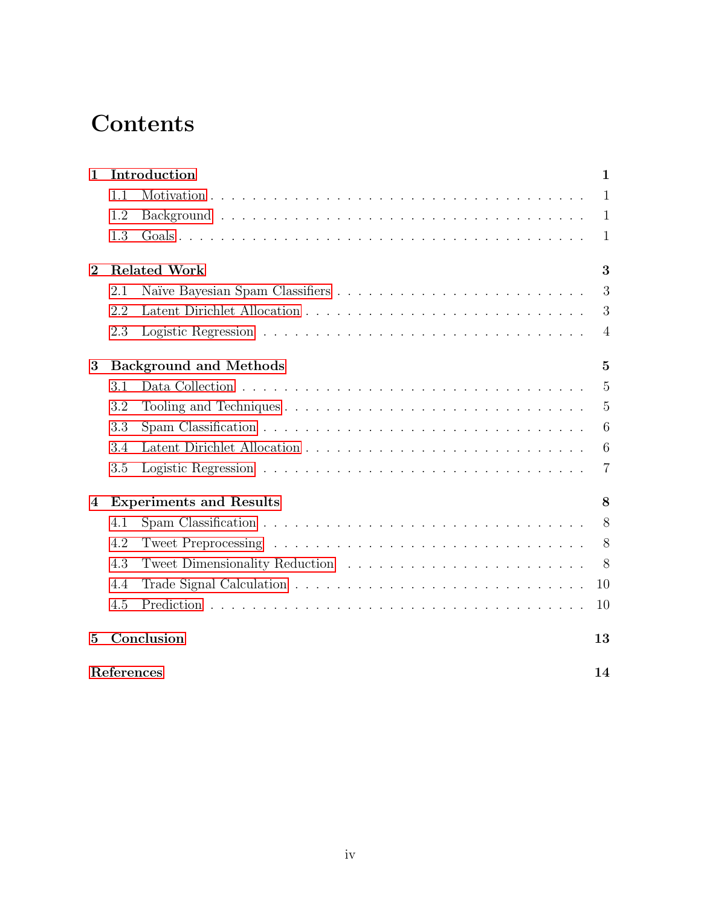# Contents

**1 Introduction** **1**

- 1.1 Motivation . . . . . 1
- 1.2 Background . . . . . 1
- 1.3 Goals . . . . . 1

**2 Related Work** **3**

- 2.1 Naïve Bayesian Spam Classifiers . . . . . 3
- 2.2 Latent Dirichlet Allocation . . . . . 3
- 2.3 Logistic Regression . . . . . 4

**3 Background and Methods** **5**

- 3.1 Data Collection . . . . . 5
- 3.2 Tooling and Techniques . . . . . 5
- 3.3 Spam Classification . . . . . 6
- 3.4 Latent Dirichlet Allocation . . . . . 6
- 3.5 Logistic Regression . . . . . 7

**4 Experiments and Results** **8**

- 4.1 Spam Classification . . . . . 8
- 4.2 Tweet Preprocessing . . . . . 8
- 4.3 Tweet Dimensionality Reduction . . . . . 8
- 4.4 Trade Signal Calculation . . . . . 10
- 4.5 Prediction . . . . . 10

**5 Conclusion** **13**

**References** **14**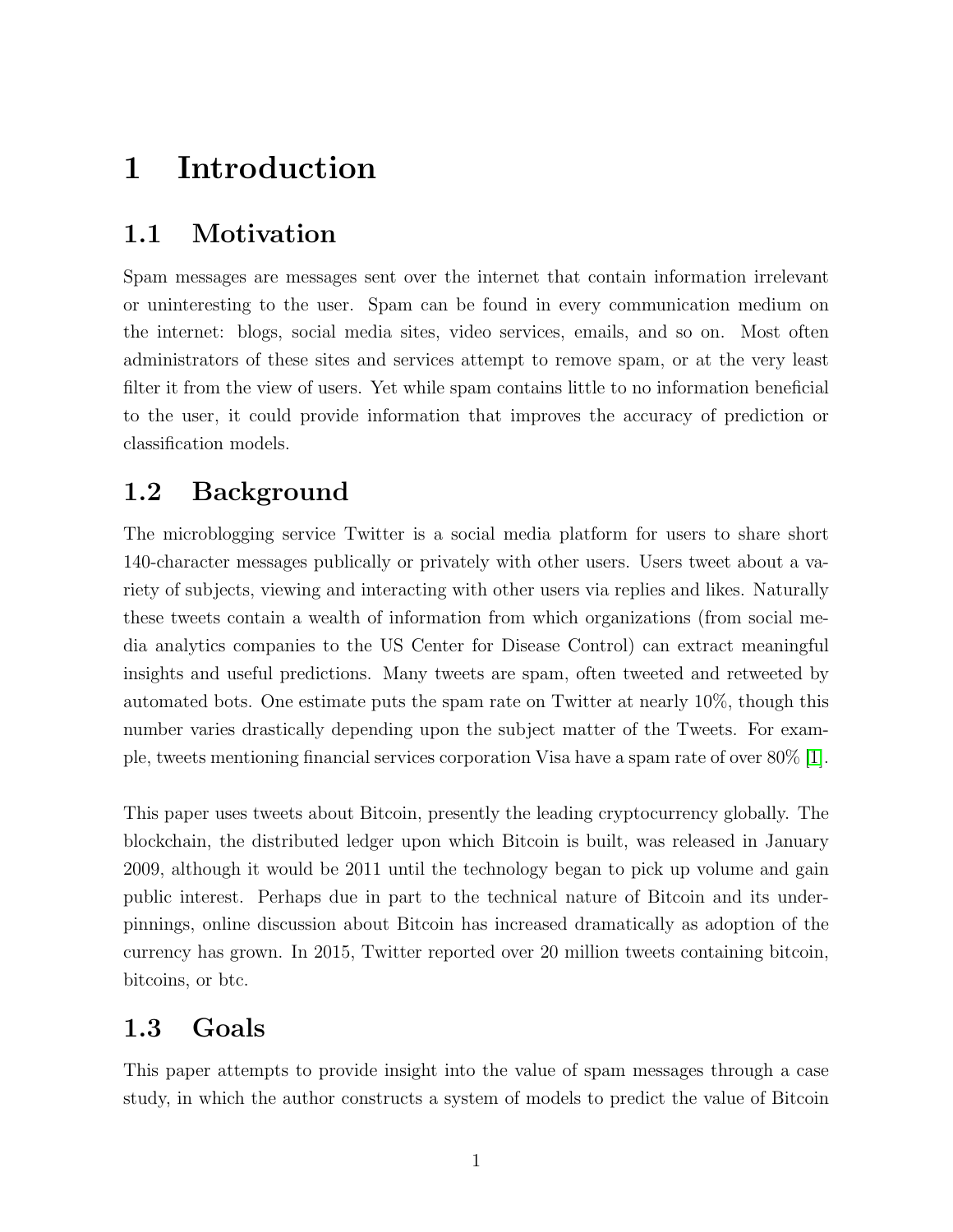# 1 Introduction

## 1.1 Motivation

Spam messages are messages sent over the internet that contain information irrelevant or uninteresting to the user. Spam can be found in every communication medium on the internet: blogs, social media sites, video services, emails, and so on. Most often administrators of these sites and services attempt to remove spam, or at the very least filter it from the view of users. Yet while spam contains little to no information beneficial to the user, it could provide information that improves the accuracy of prediction or classification models.

## 1.2 Background

The microblogging service Twitter is a social media platform for users to share short 140-character messages publically or privately with other users. Users tweet about a variety of subjects, viewing and interacting with other users via replies and likes. Naturally these tweets contain a wealth of information from which organizations (from social media analytics companies to the US Center for Disease Control) can extract meaningful insights and useful predictions. Many tweets are spam, often tweeted and retweeted by automated bots. One estimate puts the spam rate on Twitter at nearly 10%, though this number varies drastically depending upon the subject matter of the Tweets. For example, tweets mentioning financial services corporation Visa have a spam rate of over 80% [1].

This paper uses tweets about Bitcoin, presently the leading cryptocurrency globally. The blockchain, the distributed ledger upon which Bitcoin is built, was released in January 2009, although it would be 2011 until the technology began to pick up volume and gain public interest. Perhaps due in part to the technical nature of Bitcoin and its underpinnings, online discussion about Bitcoin has increased dramatically as adoption of the currency has grown. In 2015, Twitter reported over 20 million tweets containing bitcoin, bitcoins, or btc.

## 1.3 Goals

This paper attempts to provide insight into the value of spam messages through a case study, in which the author constructs a system of models to predict the value of Bitcoin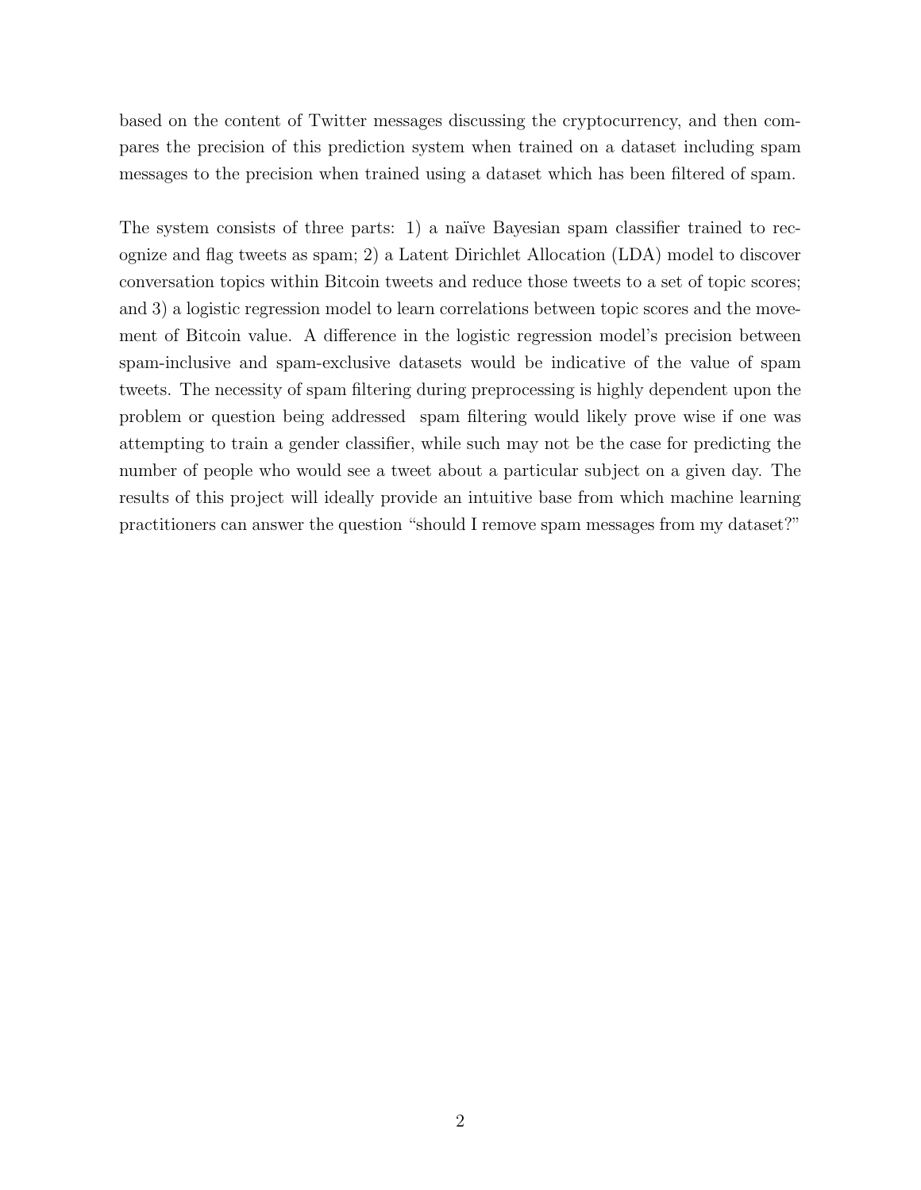based on the content of Twitter messages discussing the cryptocurrency, and then compares the precision of this prediction system when trained on a dataset including spam messages to the precision when trained using a dataset which has been filtered of spam.

The system consists of three parts: 1) a naïve Bayesian spam classifier trained to recognize and flag tweets as spam; 2) a Latent Dirichlet Allocation (LDA) model to discover conversation topics within Bitcoin tweets and reduce those tweets to a set of topic scores; and 3) a logistic regression model to learn correlations between topic scores and the movement of Bitcoin value. A difference in the logistic regression model's precision between spam-inclusive and spam-exclusive datasets would be indicative of the value of spam tweets. The necessity of spam filtering during preprocessing is highly dependent upon the problem or question being addressed  spam filtering would likely prove wise if one was attempting to train a gender classifier, while such may not be the case for predicting the number of people who would see a tweet about a particular subject on a given day. The results of this project will ideally provide an intuitive base from which machine learning practitioners can answer the question "should I remove spam messages from my dataset?"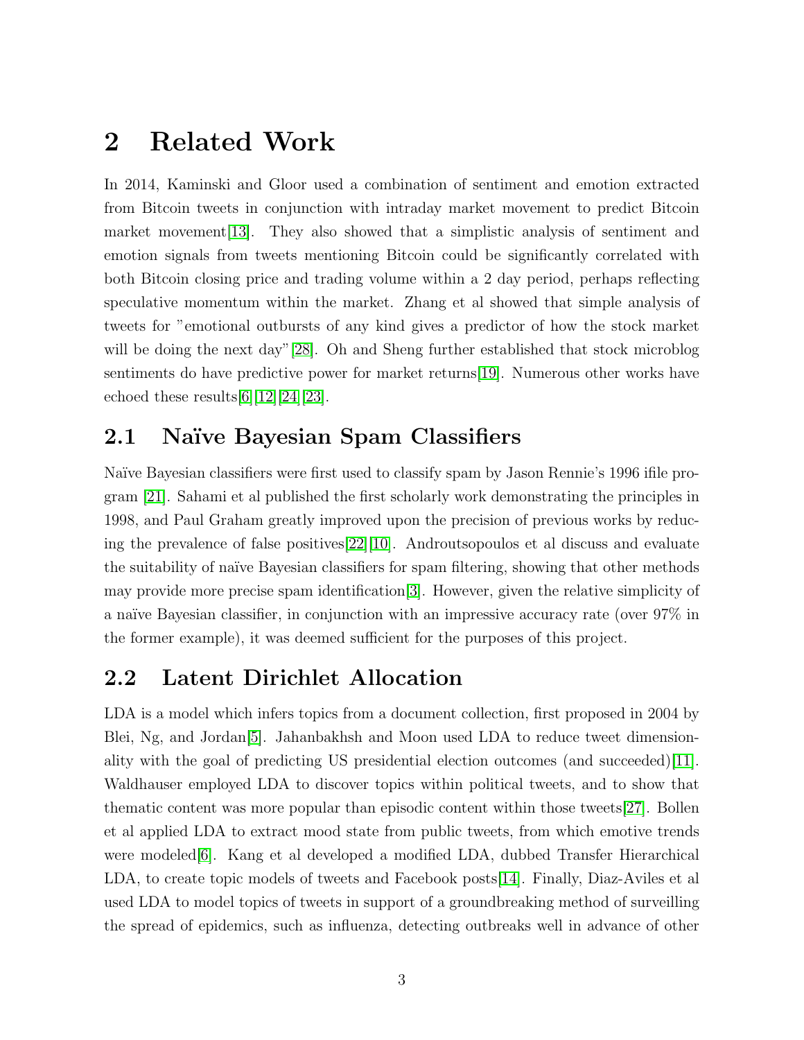# 2 Related Work

In 2014, Kaminski and Gloor used a combination of sentiment and emotion extracted from Bitcoin tweets in conjunction with intraday market movement to predict Bitcoin market movement[13]. They also showed that a simplistic analysis of sentiment and emotion signals from tweets mentioning Bitcoin could be significantly correlated with both Bitcoin closing price and trading volume within a 2 day period, perhaps reflecting speculative momentum within the market. Zhang et al showed that simple analysis of tweets for "emotional outbursts of any kind gives a predictor of how the stock market will be doing the next day"[28]. Oh and Sheng further established that stock microblog sentiments do have predictive power for market returns[19]. Numerous other works have echoed these results[6][12][24][23].

## 2.1 Naïve Bayesian Spam Classifiers

Naïve Bayesian classifiers were first used to classify spam by Jason Rennie's 1996 ifile program [21]. Sahami et al published the first scholarly work demonstrating the principles in 1998, and Paul Graham greatly improved upon the precision of previous works by reducing the prevalence of false positives[22][10]. Androutsopoulos et al discuss and evaluate the suitability of naïve Bayesian classifiers for spam filtering, showing that other methods may provide more precise spam identification[3]. However, given the relative simplicity of a naïve Bayesian classifier, in conjunction with an impressive accuracy rate (over 97% in the former example), it was deemed sufficient for the purposes of this project.

## 2.2 Latent Dirichlet Allocation

LDA is a model which infers topics from a document collection, first proposed in 2004 by Blei, Ng, and Jordan[5]. Jahanbakhsh and Moon used LDA to reduce tweet dimensionality with the goal of predicting US presidential election outcomes (and succeeded)[11]. Waldhauser employed LDA to discover topics within political tweets, and to show that thematic content was more popular than episodic content within those tweets[27]. Bollen et al applied LDA to extract mood state from public tweets, from which emotive trends were modeled[6]. Kang et al developed a modified LDA, dubbed Transfer Hierarchical LDA, to create topic models of tweets and Facebook posts[14]. Finally, Diaz-Aviles et al used LDA to model topics of tweets in support of a groundbreaking method of surveilling the spread of epidemics, such as influenza, detecting outbreaks well in advance of other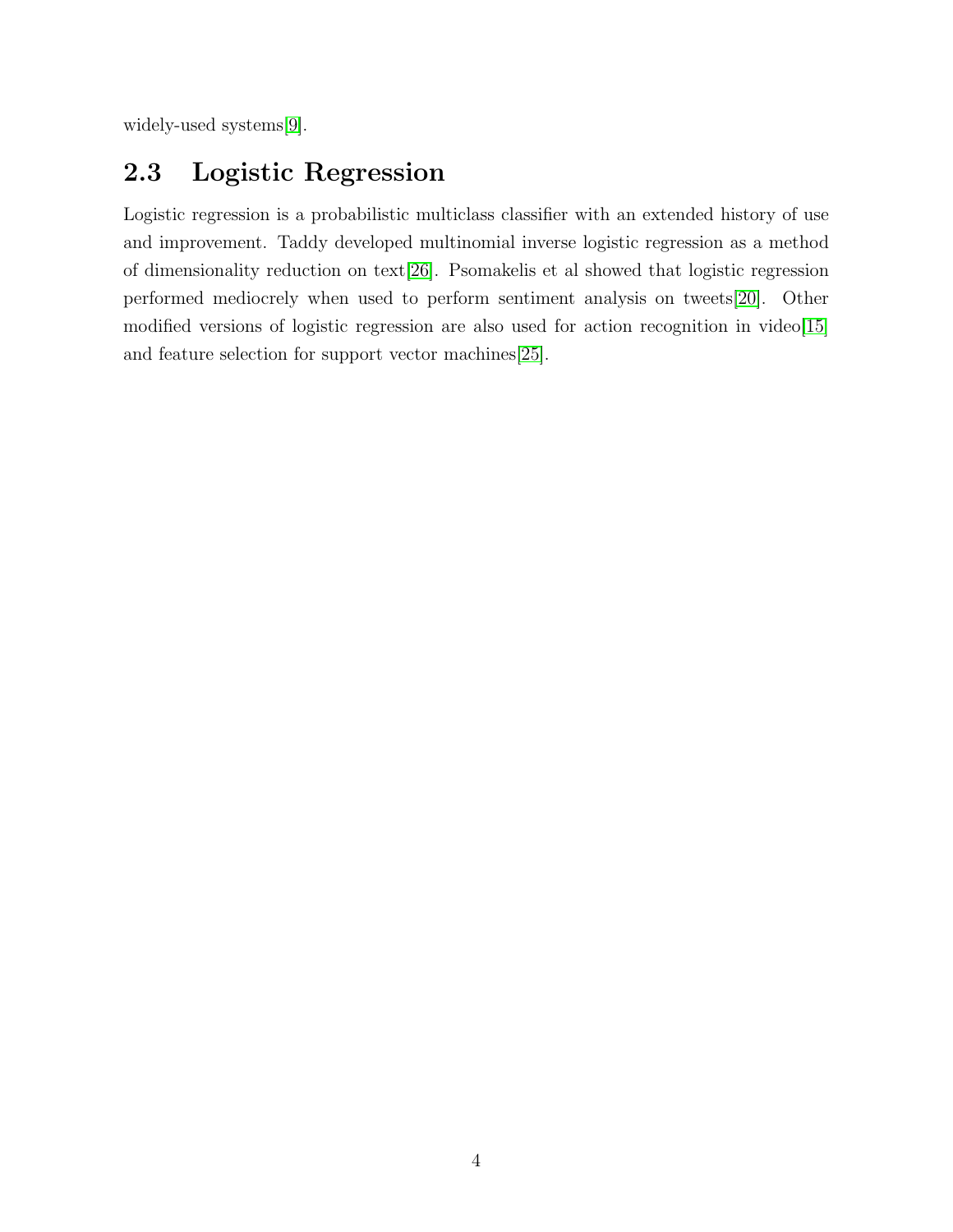widely-used systems[9].

## 2.3 Logistic Regression

Logistic regression is a probabilistic multiclass classifier with an extended history of use and improvement. Taddy developed multinomial inverse logistic regression as a method of dimensionality reduction on text[26]. Psomakelis et al showed that logistic regression performed mediocrely when used to perform sentiment analysis on tweets[20]. Other modified versions of logistic regression are also used for action recognition in video[15] and feature selection for support vector machines[25].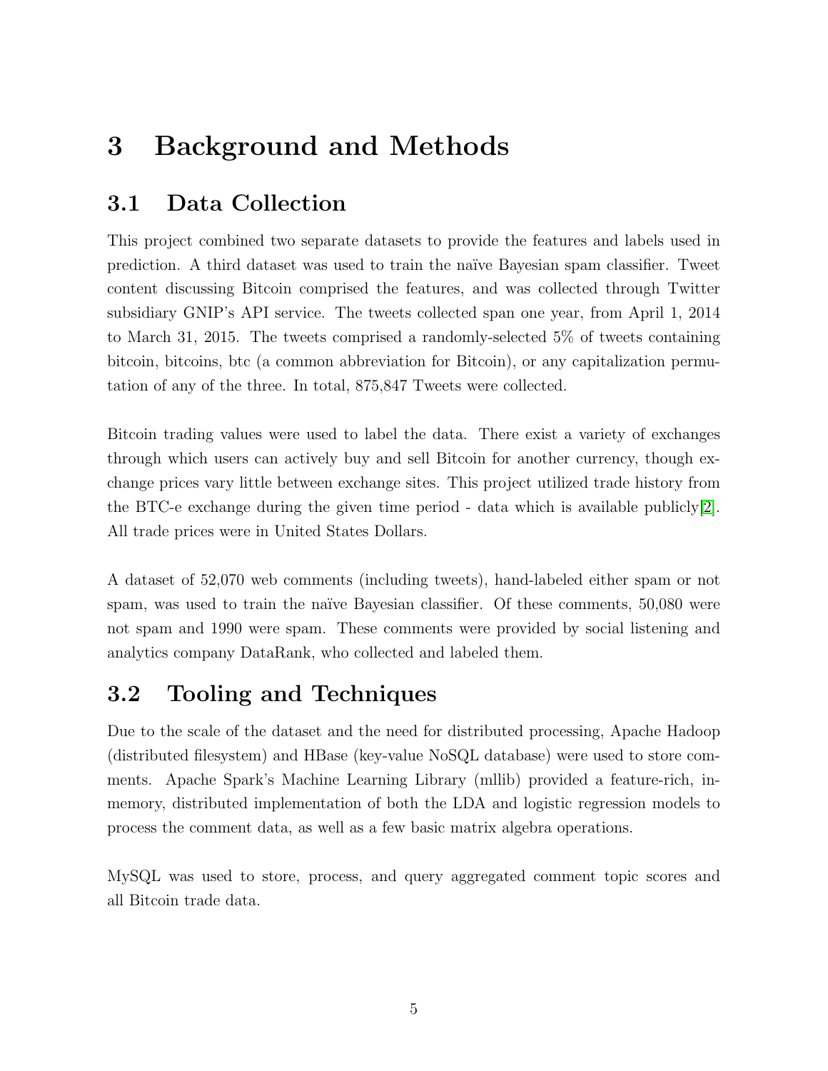# 3 Background and Methods

## 3.1 Data Collection

This project combined two separate datasets to provide the features and labels used in prediction. A third dataset was used to train the naïve Bayesian spam classifier. Tweet content discussing Bitcoin comprised the features, and was collected through Twitter subsidiary GNIP's API service. The tweets collected span one year, from April 1, 2014 to March 31, 2015. The tweets comprised a randomly-selected 5% of tweets containing bitcoin, bitcoins, btc (a common abbreviation for Bitcoin), or any capitalization permutation of any of the three. In total, 875,847 Tweets were collected.

Bitcoin trading values were used to label the data. There exist a variety of exchanges through which users can actively buy and sell Bitcoin for another currency, though exchange prices vary little between exchange sites. This project utilized trade history from the BTC-e exchange during the given time period - data which is available publicly[2]. All trade prices were in United States Dollars.

A dataset of 52,070 web comments (including tweets), hand-labeled either spam or not spam, was used to train the naïve Bayesian classifier. Of these comments, 50,080 were not spam and 1990 were spam. These comments were provided by social listening and analytics company DataRank, who collected and labeled them.

## 3.2 Tooling and Techniques

Due to the scale of the dataset and the need for distributed processing, Apache Hadoop (distributed filesystem) and HBase (key-value NoSQL database) were used to store comments. Apache Spark's Machine Learning Library (mllib) provided a feature-rich, inmemory, distributed implementation of both the LDA and logistic regression models to process the comment data, as well as a few basic matrix algebra operations.

MySQL was used to store, process, and query aggregated comment topic scores and all Bitcoin trade data.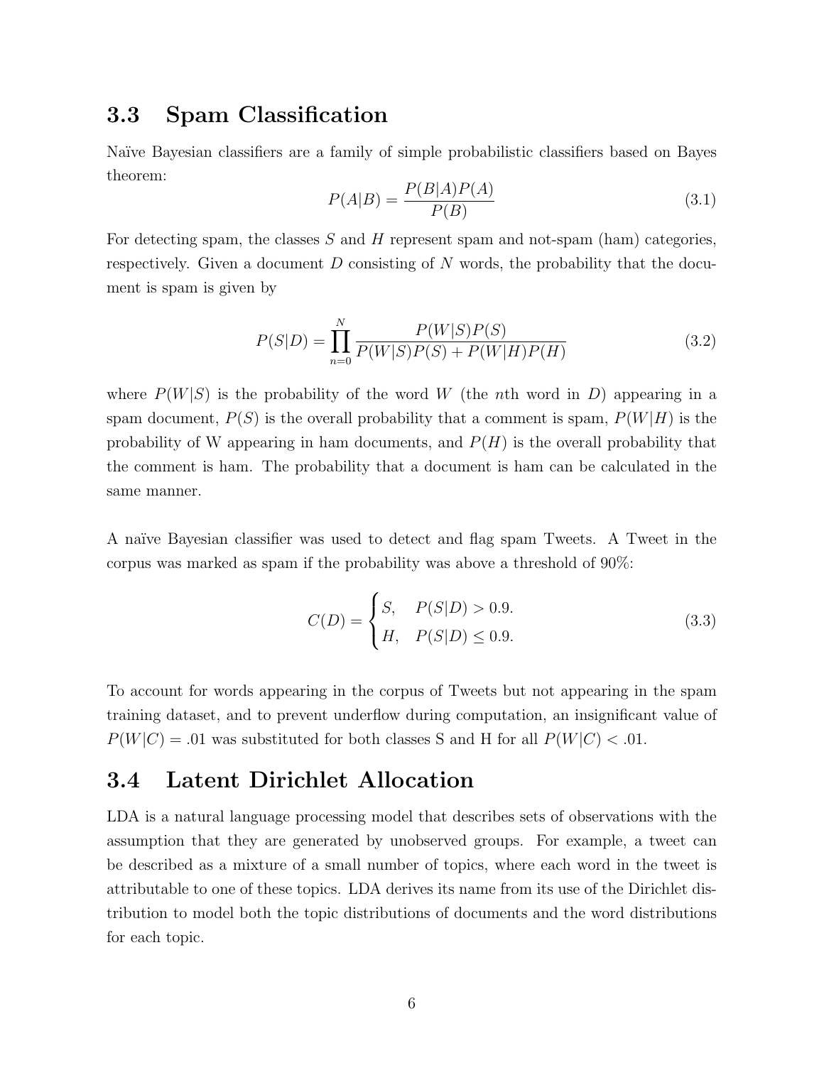## 3.3 Spam Classification

Naïve Bayesian classifiers are a family of simple probabilistic classifiers based on Bayes theorem:

$$P(A|B) = \frac{P(B|A)P(A)}{P(B)} \tag{3.1}$$

For detecting spam, the classes $S$ and $H$ represent spam and not-spam (ham) categories, respectively. Given a document $D$ consisting of $N$ words, the probability that the document is spam is given by

$$P(S|D) = \prod_{n=0}^{N} \frac{P(W|S)P(S)}{P(W|S)P(S) + P(W|H)P(H)} \tag{3.2}$$

where $P(W|S)$ is the probability of the word $W$ (the $n$th word in $D$) appearing in a spam document, $P(S)$ is the overall probability that a comment is spam, $P(W|H)$ is the probability of W appearing in ham documents, and $P(H)$ is the overall probability that the comment is ham. The probability that a document is ham can be calculated in the same manner.

A naïve Bayesian classifier was used to detect and flag spam Tweets. A Tweet in the corpus was marked as spam if the probability was above a threshold of 90%:

$$C(D) = \begin{cases} S, & P(S|D) > 0.9. \\ H, & P(S|D) \leq 0.9. \end{cases} \tag{3.3}$$

To account for words appearing in the corpus of Tweets but not appearing in the spam training dataset, and to prevent underflow during computation, an insignificant value of $P(W|C) = .01$ was substituted for both classes S and H for all $P(W|C) < .01$.

## 3.4 Latent Dirichlet Allocation

LDA is a natural language processing model that describes sets of observations with the assumption that they are generated by unobserved groups. For example, a tweet can be described as a mixture of a small number of topics, where each word in the tweet is attributable to one of these topics. LDA derives its name from its use of the Dirichlet distribution to model both the topic distributions of documents and the word distributions for each topic.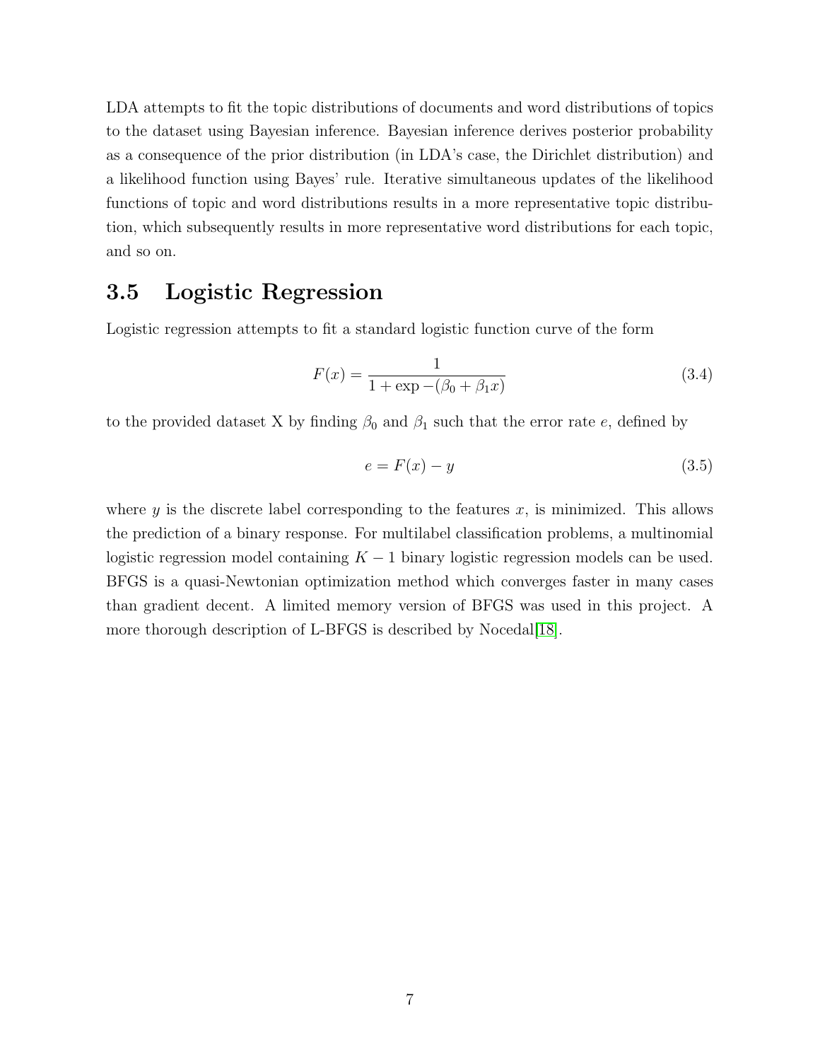LDA attempts to fit the topic distributions of documents and word distributions of topics to the dataset using Bayesian inference. Bayesian inference derives posterior probability as a consequence of the prior distribution (in LDA's case, the Dirichlet distribution) and a likelihood function using Bayes' rule. Iterative simultaneous updates of the likelihood functions of topic and word distributions results in a more representative topic distribution, which subsequently results in more representative word distributions for each topic, and so on.

## 3.5 Logistic Regression

Logistic regression attempts to fit a standard logistic function curve of the form

$$F(x) = \frac{1}{1 + \exp -(\beta_0 + \beta_1 x)} \tag{3.4}$$

to the provided dataset X by finding $\beta_0$ and $\beta_1$ such that the error rate $e$, defined by

$$e = F(x) - y \tag{3.5}$$

where $y$ is the discrete label corresponding to the features $x$, is minimized. This allows the prediction of a binary response. For multilabel classification problems, a multinomial logistic regression model containing $K - 1$ binary logistic regression models can be used. BFGS is a quasi-Newtonian optimization method which converges faster in many cases than gradient decent. A limited memory version of BFGS was used in this project. A more thorough description of L-BFGS is described by Nocedal[18].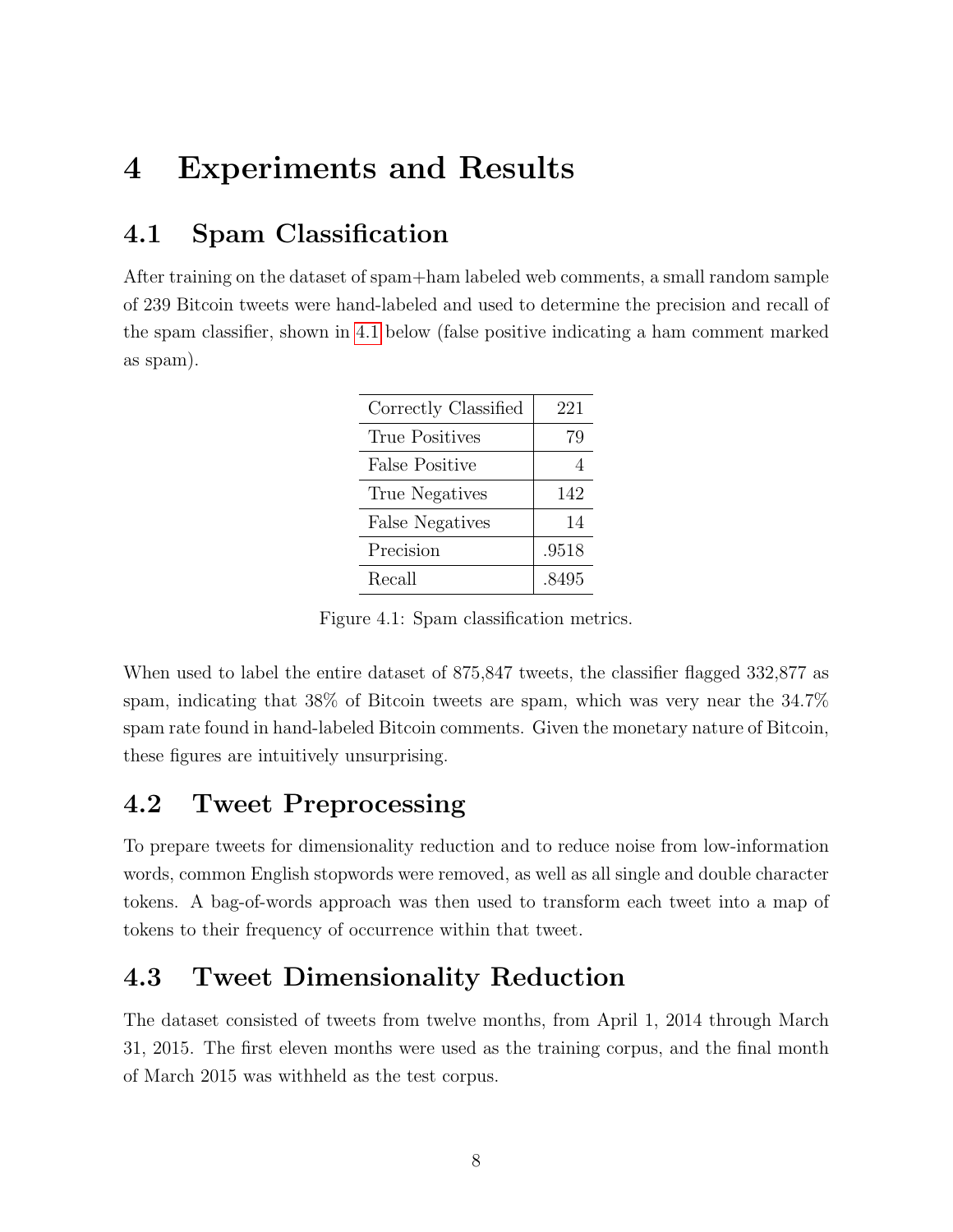# 4 Experiments and Results

## 4.1 Spam Classification

After training on the dataset of spam+ham labeled web comments, a small random sample of 239 Bitcoin tweets were hand-labeled and used to determine the precision and recall of the spam classifier, shown in 4.1 below (false positive indicating a ham comment marked as spam).

| | |
|---|---|
| Correctly Classified | 221 |
| True Positives | 79 |
| False Positive | 4 |
| True Negatives | 142 |
| False Negatives | 14 |
| Precision | .9518 |
| Recall | .8495 |

Figure 4.1: Spam classification metrics.

When used to label the entire dataset of 875,847 tweets, the classifier flagged 332,877 as spam, indicating that 38% of Bitcoin tweets are spam, which was very near the 34.7% spam rate found in hand-labeled Bitcoin comments. Given the monetary nature of Bitcoin, these figures are intuitively unsurprising.

## 4.2 Tweet Preprocessing

To prepare tweets for dimensionality reduction and to reduce noise from low-information words, common English stopwords were removed, as well as all single and double character tokens. A bag-of-words approach was then used to transform each tweet into a map of tokens to their frequency of occurrence within that tweet.

## 4.3 Tweet Dimensionality Reduction

The dataset consisted of tweets from twelve months, from April 1, 2014 through March 31, 2015. The first eleven months were used as the training corpus, and the final month of March 2015 was withheld as the test corpus.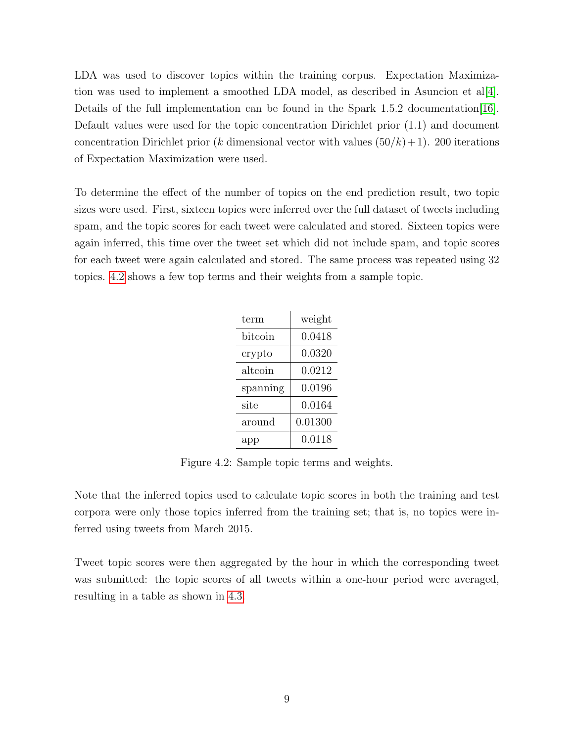LDA was used to discover topics within the training corpus. Expectation Maximization was used to implement a smoothed LDA model, as described in Asuncion et al[4]. Details of the full implementation can be found in the Spark 1.5.2 documentation[16]. Default values were used for the topic concentration Dirichlet prior (1.1) and document concentration Dirichlet prior ($k$ dimensional vector with values $(50/k) + 1$). 200 iterations of Expectation Maximization were used.

To determine the effect of the number of topics on the end prediction result, two topic sizes were used. First, sixteen topics were inferred over the full dataset of tweets including spam, and the topic scores for each tweet were calculated and stored. Sixteen topics were again inferred, this time over the tweet set which did not include spam, and topic scores for each tweet were again calculated and stored. The same process was repeated using 32 topics. 4.2 shows a few top terms and their weights from a sample topic.

| term | weight |
| --- | --- |
| bitcoin | 0.0418 |
| crypto | 0.0320 |
| altcoin | 0.0212 |
| spanning | 0.0196 |
| site | 0.0164 |
| around | 0.01300 |
| app | 0.0118 |

Figure 4.2: Sample topic terms and weights.

Note that the inferred topics used to calculate topic scores in both the training and test corpora were only those topics inferred from the training set; that is, no topics were inferred using tweets from March 2015.

Tweet topic scores were then aggregated by the hour in which the corresponding tweet was submitted: the topic scores of all tweets within a one-hour period were averaged, resulting in a table as shown in 4.3.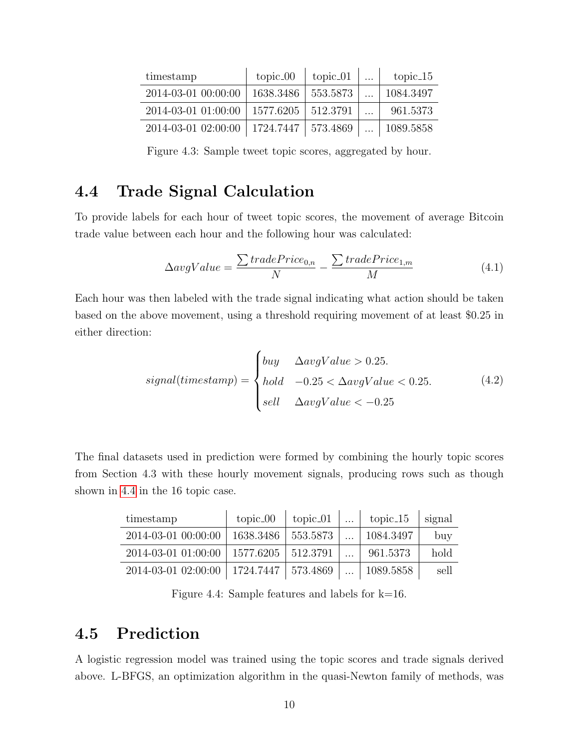| timestamp | topic_00 | topic_01 | ... | topic_15 |
|---|---|---|---|---|
| 2014-03-01 00:00:00 | 1638.3486 | 553.5873 | ... | 1084.3497 |
| 2014-03-01 01:00:00 | 1577.6205 | 512.3791 | ... | 961.5373 |
| 2014-03-01 02:00:00 | 1724.7447 | 573.4869 | ... | 1089.5858 |

Figure 4.3: Sample tweet topic scores, aggregated by hour.

## 4.4 Trade Signal Calculation

To provide labels for each hour of tweet topic scores, the movement of average Bitcoin trade value between each hour and the following hour was calculated:

$$\Delta avgValue = \frac{\sum tradePrice_{0,n}}{N} - \frac{\sum tradePrice_{1,m}}{M} \tag{4.1}$$

Each hour was then labeled with the trade signal indicating what action should be taken based on the above movement, using a threshold requiring movement of at least $0.25 in either direction:

$$signal(timestamp) = \begin{cases} buy & \Delta avgValue > 0.25. \\ hold & -0.25 < \Delta avgValue < 0.25. \\ sell & \Delta avgValue < -0.25 \end{cases} \tag{4.2}$$

The final datasets used in prediction were formed by combining the hourly topic scores from Section 4.3 with these hourly movement signals, producing rows such as though shown in 4.4 in the 16 topic case.

| timestamp | topic_00 | topic_01 | ... | topic_15 | signal |
|---|---|---|---|---|---|
| 2014-03-01 00:00:00 | 1638.3486 | 553.5873 | ... | 1084.3497 | buy |
| 2014-03-01 01:00:00 | 1577.6205 | 512.3791 | ... | 961.5373 | hold |
| 2014-03-01 02:00:00 | 1724.7447 | 573.4869 | ... | 1089.5858 | sell |

Figure 4.4: Sample features and labels for k=16.

## 4.5 Prediction

A logistic regression model was trained using the topic scores and trade signals derived above. L-BFGS, an optimization algorithm in the quasi-Newton family of methods, was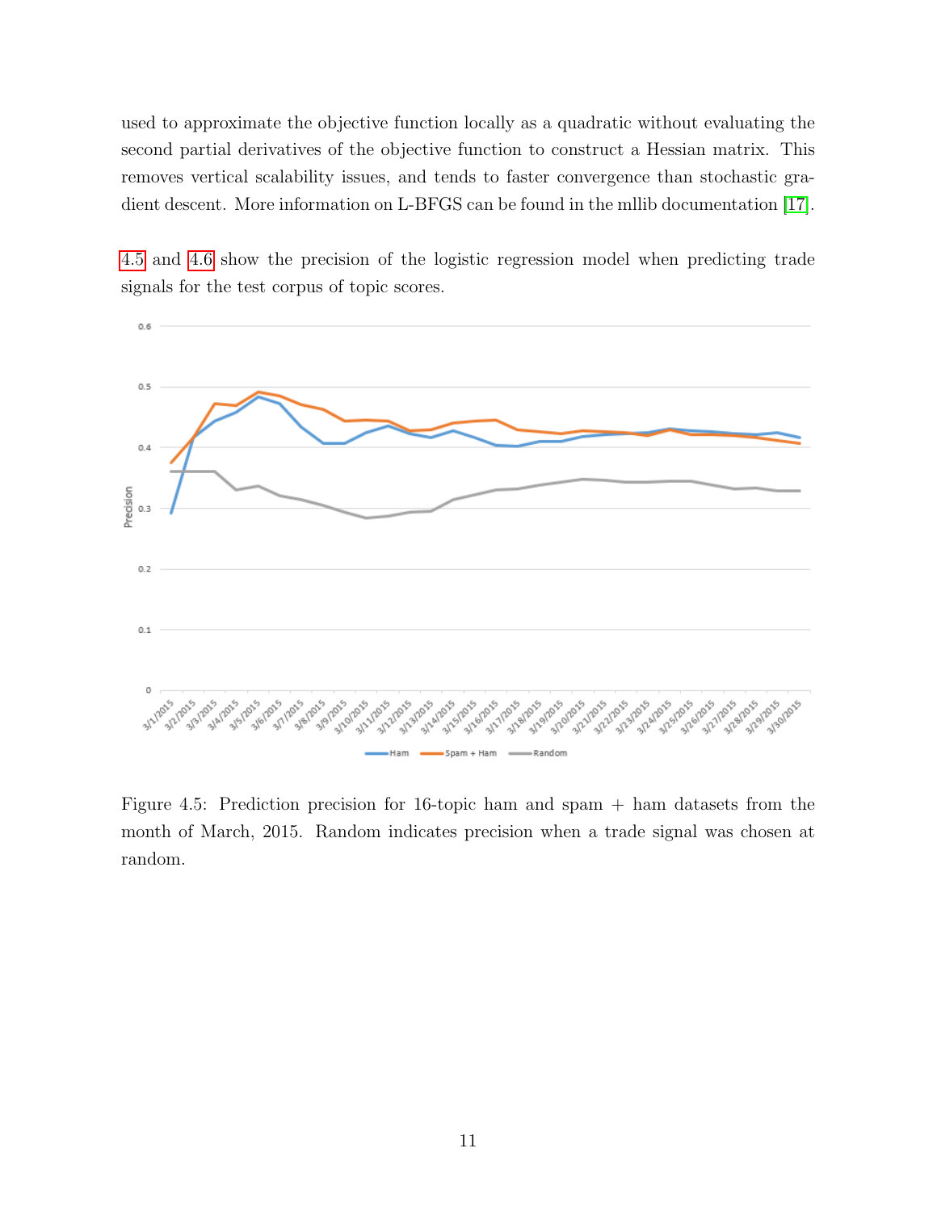used to approximate the objective function locally as a quadratic without evaluating the second partial derivatives of the objective function to construct a Hessian matrix. This removes vertical scalability issues, and tends to faster convergence than stochastic gradient descent. More information on L-BFGS can be found in the mllib documentation [17].

4.5 and 4.6 show the precision of the logistic regression model when predicting trade signals for the test corpus of topic scores.

Figure 4.5: Prediction precision for 16-topic ham and spam + ham datasets from the month of March, 2015. Random indicates precision when a trade signal was chosen at random.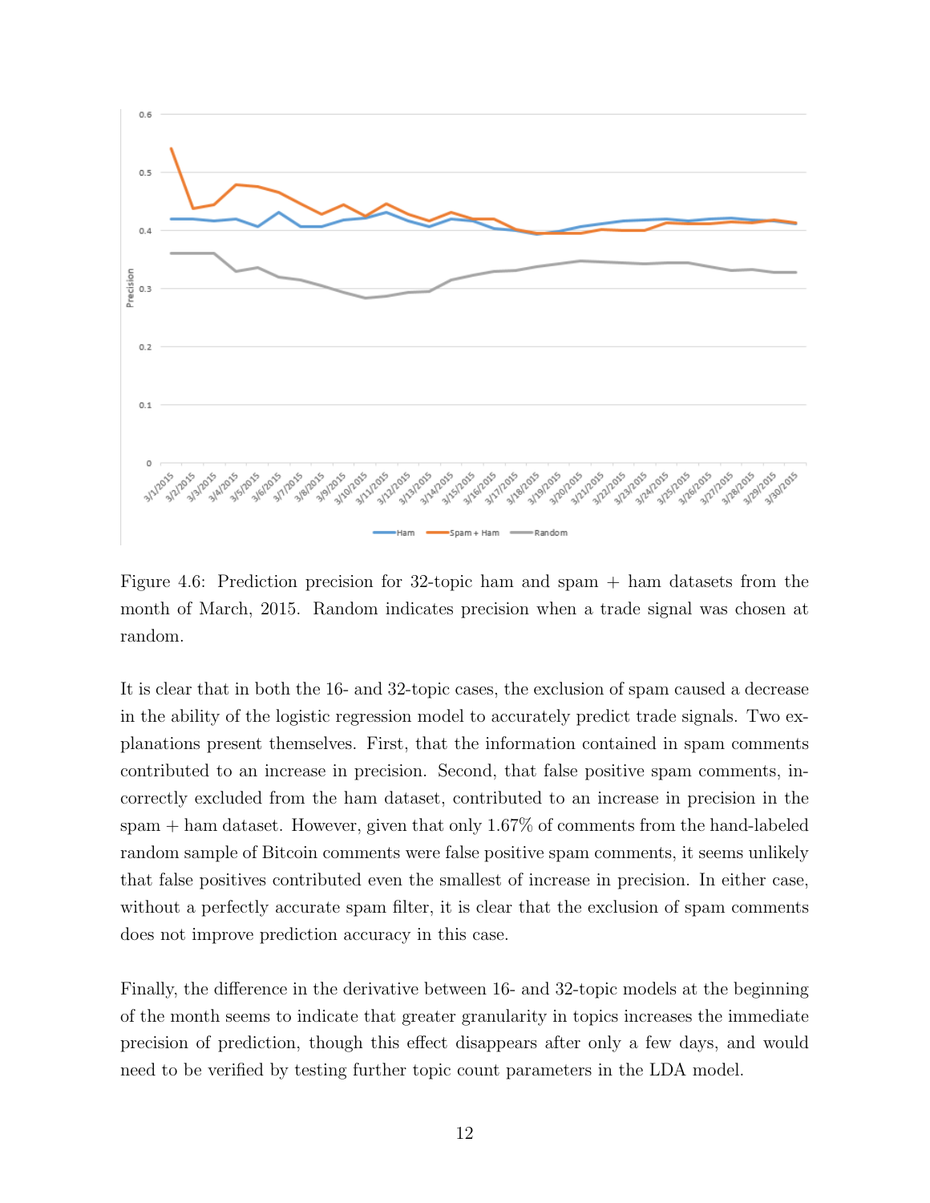Figure 4.6: Prediction precision for 32-topic ham and spam + ham datasets from the month of March, 2015. Random indicates precision when a trade signal was chosen at random.

It is clear that in both the 16- and 32-topic cases, the exclusion of spam caused a decrease in the ability of the logistic regression model to accurately predict trade signals. Two explanations present themselves. First, that the information contained in spam comments contributed to an increase in precision. Second, that false positive spam comments, incorrectly excluded from the ham dataset, contributed to an increase in precision in the spam + ham dataset. However, given that only 1.67% of comments from the hand-labeled random sample of Bitcoin comments were false positive spam comments, it seems unlikely that false positives contributed even the smallest of increase in precision. In either case, without a perfectly accurate spam filter, it is clear that the exclusion of spam comments does not improve prediction accuracy in this case.

Finally, the difference in the derivative between 16- and 32-topic models at the beginning of the month seems to indicate that greater granularity in topics increases the immediate precision of prediction, though this effect disappears after only a few days, and would need to be verified by testing further topic count parameters in the LDA model.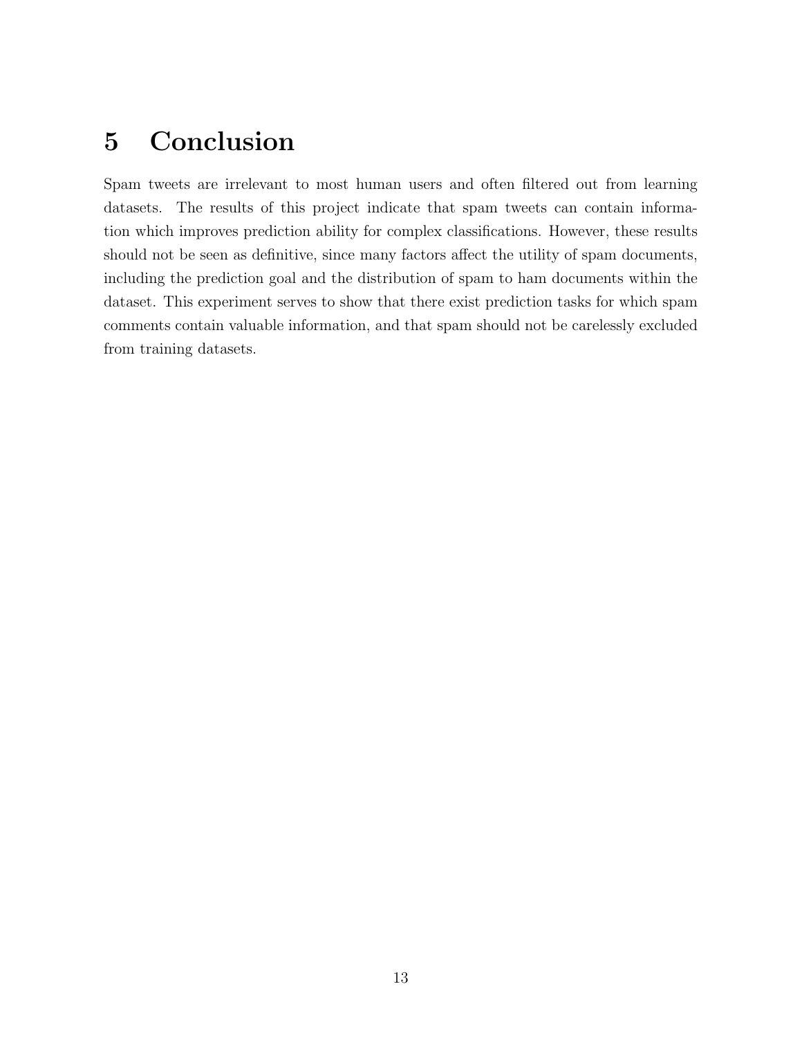# 5 Conclusion

Spam tweets are irrelevant to most human users and often filtered out from learning datasets. The results of this project indicate that spam tweets can contain information which improves prediction ability for complex classifications. However, these results should not be seen as definitive, since many factors affect the utility of spam documents, including the prediction goal and the distribution of spam to ham documents within the dataset. This experiment serves to show that there exist prediction tasks for which spam comments contain valuable information, and that spam should not be carelessly excluded from training datasets.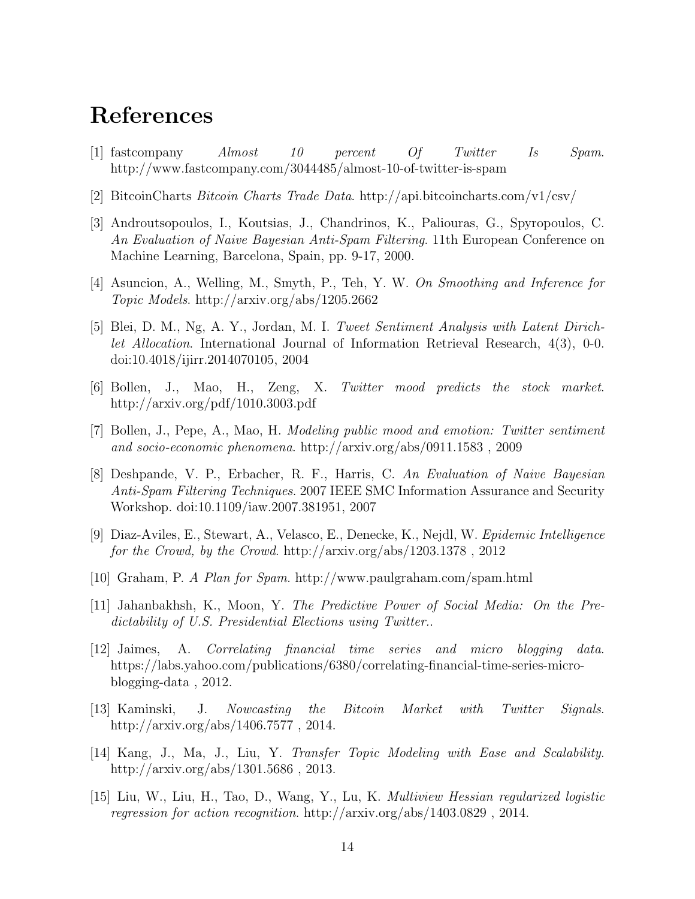# References

[1] fastcompany *Almost 10 percent Of Twitter Is Spam.* http://www.fastcompany.com/3044485/almost-10-of-twitter-is-spam

[2] BitcoinCharts *Bitcoin Charts Trade Data*. http://api.bitcoincharts.com/v1/csv/

[3] Androutsopoulos, I., Koutsias, J., Chandrinos, K., Paliouras, G., Spyropoulos, C. *An Evaluation of Naive Bayesian Anti-Spam Filtering*. 11th European Conference on Machine Learning, Barcelona, Spain, pp. 9-17, 2000.

[4] Asuncion, A., Welling, M., Smyth, P., Teh, Y. W. *On Smoothing and Inference for Topic Models*. http://arxiv.org/abs/1205.2662

[5] Blei, D. M., Ng, A. Y., Jordan, M. I. *Tweet Sentiment Analysis with Latent Dirichlet Allocation*. International Journal of Information Retrieval Research, 4(3), 0-0. doi:10.4018/ijirr.2014070105, 2004

[6] Bollen, J., Mao, H., Zeng, X. *Twitter mood predicts the stock market*. http://arxiv.org/pdf/1010.3003.pdf

[7] Bollen, J., Pepe, A., Mao, H. *Modeling public mood and emotion: Twitter sentiment and socio-economic phenomena*. http://arxiv.org/abs/0911.1583 , 2009

[8] Deshpande, V. P., Erbacher, R. F., Harris, C. *An Evaluation of Naive Bayesian Anti-Spam Filtering Techniques*. 2007 IEEE SMC Information Assurance and Security Workshop. doi:10.1109/iaw.2007.381951, 2007

[9] Diaz-Aviles, E., Stewart, A., Velasco, E., Denecke, K., Nejdl, W. *Epidemic Intelligence for the Crowd, by the Crowd*. http://arxiv.org/abs/1203.1378 , 2012

[10] Graham, P. *A Plan for Spam*. http://www.paulgraham.com/spam.html

[11] Jahanbakhsh, K., Moon, Y. *The Predictive Power of Social Media: On the Predictability of U.S. Presidential Elections using Twitter.*.

[12] Jaimes, A. *Correlating financial time series and micro blogging data*. https://labs.yahoo.com/publications/6380/correlating-financial-time-series-micro-blogging-data , 2012.

[13] Kaminski, J. *Nowcasting the Bitcoin Market with Twitter Signals*. http://arxiv.org/abs/1406.7577 , 2014.

[14] Kang, J., Ma, J., Liu, Y. *Transfer Topic Modeling with Ease and Scalability*. http://arxiv.org/abs/1301.5686 , 2013.

[15] Liu, W., Liu, H., Tao, D., Wang, Y., Lu, K. *Multiview Hessian regularized logistic regression for action recognition*. http://arxiv.org/abs/1403.0829 , 2014.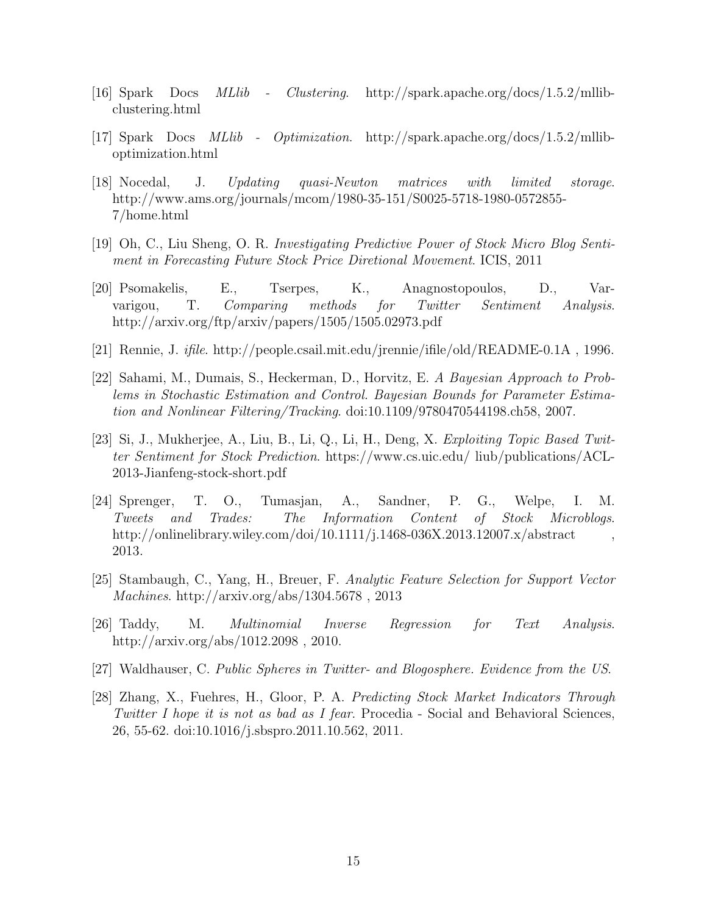[16] Spark Docs *MLlib - Clustering*. http://spark.apache.org/docs/1.5.2/mllib-clustering.html

[17] Spark Docs *MLlib - Optimization*. http://spark.apache.org/docs/1.5.2/mllib-optimization.html

[18] Nocedal, J. *Updating quasi-Newton matrices with limited storage.* http://www.ams.org/journals/mcom/1980-35-151/S0025-5718-1980-0572855-7/home.html

[19] Oh, C., Liu Sheng, O. R. *Investigating Predictive Power of Stock Micro Blog Sentiment in Forecasting Future Stock Price Diretional Movement*. ICIS, 2011

[20] Psomakelis, E., Tserpes, K., Anagnostopoulos, D., Varvarigou, T. *Comparing methods for Twitter Sentiment Analysis*. http://arxiv.org/ftp/arxiv/papers/1505/1505.02973.pdf

[21] Rennie, J. *ifile*. http://people.csail.mit.edu/jrennie/ifile/old/README-0.1A , 1996.

[22] Sahami, M., Dumais, S., Heckerman, D., Horvitz, E. *A Bayesian Approach to Problems in Stochastic Estimation and Control. Bayesian Bounds for Parameter Estimation and Nonlinear Filtering/Tracking*. doi:10.1109/9780470544198.ch58, 2007.

[23] Si, J., Mukherjee, A., Liu, B., Li, Q., Li, H., Deng, X. *Exploiting Topic Based Twitter Sentiment for Stock Prediction*. https://www.cs.uic.edu/ liub/publications/ACL-2013-Jianfeng-stock-short.pdf

[24] Sprenger, T. O., Tumasjan, A., Sandner, P. G., Welpe, I. M. *Tweets and Trades: The Information Content of Stock Microblogs.* http://onlinelibrary.wiley.com/doi/10.1111/j.1468-036X.2013.12007.x/abstract , 2013.

[25] Stambaugh, C., Yang, H., Breuer, F. *Analytic Feature Selection for Support Vector Machines*. http://arxiv.org/abs/1304.5678 , 2013

[26] Taddy, M. *Multinomial Inverse Regression for Text Analysis.* http://arxiv.org/abs/1012.2098 , 2010.

[27] Waldhauser, C. *Public Spheres in Twitter- and Blogosphere. Evidence from the US*.

[28] Zhang, X., Fuehres, H., Gloor, P. A. *Predicting Stock Market Indicators Through Twitter I hope it is not as bad as I fear*. Procedia - Social and Behavioral Sciences, 26, 55-62. doi:10.1016/j.sbspro.2011.10.562, 2011.